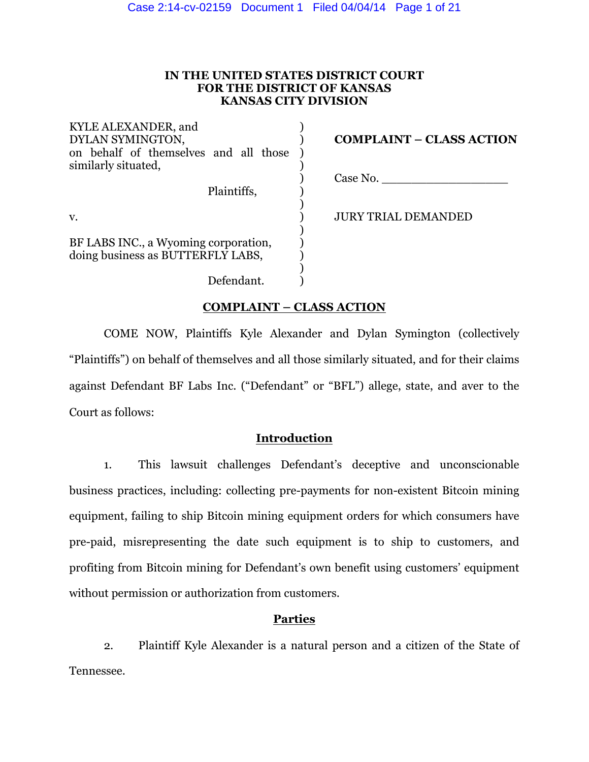**IN THE UNITED STATES DISTRICT COURT**
**FOR THE DISTRICT OF KANSAS**
**KANSAS CITY DIVISION**

| | |
|---|---|
| KYLE ALEXANDER, and DYLAN SYMINGTON, on behalf of themselves and all those similarly situated, | **COMPLAINT – CLASS ACTION** |
| Plaintiffs, | Case No. __________________ |
| v. | JURY TRIAL DEMANDED |
| BF LABS INC., a Wyoming corporation, doing business as BUTTERFLY LABS, | |
| Defendant. | |

## COMPLAINT – CLASS ACTION

COME NOW, Plaintiffs Kyle Alexander and Dylan Symington (collectively "Plaintiffs") on behalf of themselves and all those similarly situated, and for their claims against Defendant BF Labs Inc. ("Defendant" or "BFL") allege, state, and aver to the Court as follows:

### Introduction

1. This lawsuit challenges Defendant's deceptive and unconscionable business practices, including: collecting pre-payments for non-existent Bitcoin mining equipment, failing to ship Bitcoin mining equipment orders for which consumers have pre-paid, misrepresenting the date such equipment is to ship to customers, and profiting from Bitcoin mining for Defendant's own benefit using customers' equipment without permission or authorization from customers.

### Parties

2. Plaintiff Kyle Alexander is a natural person and a citizen of the State of Tennessee.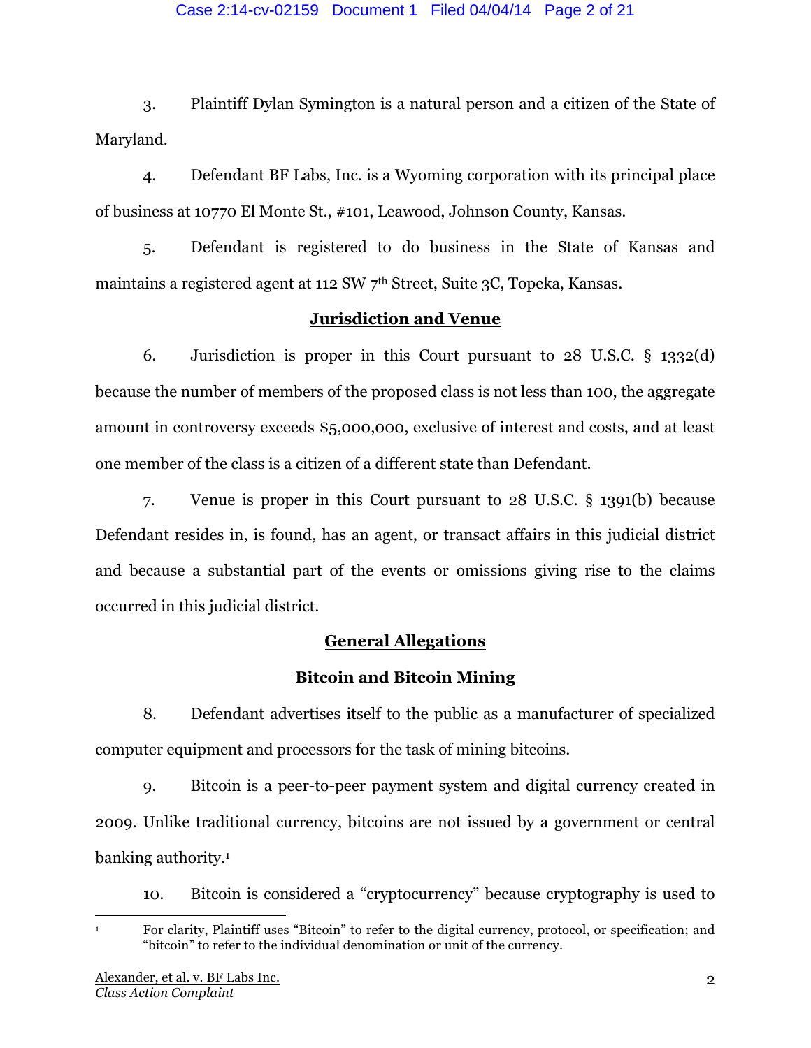3. Plaintiff Dylan Symington is a natural person and a citizen of the State of Maryland.

4. Defendant BF Labs, Inc. is a Wyoming corporation with its principal place of business at 10770 El Monte St., #101, Leawood, Johnson County, Kansas.

5. Defendant is registered to do business in the State of Kansas and maintains a registered agent at 112 SW 7th Street, Suite 3C, Topeka, Kansas.

## Jurisdiction and Venue

6. Jurisdiction is proper in this Court pursuant to 28 U.S.C. § 1332(d) because the number of members of the proposed class is not less than 100, the aggregate amount in controversy exceeds $5,000,000, exclusive of interest and costs, and at least one member of the class is a citizen of a different state than Defendant.

7. Venue is proper in this Court pursuant to 28 U.S.C. § 1391(b) because Defendant resides in, is found, has an agent, or transact affairs in this judicial district and because a substantial part of the events or omissions giving rise to the claims occurred in this judicial district.

## General Allegations

### Bitcoin and Bitcoin Mining

8. Defendant advertises itself to the public as a manufacturer of specialized computer equipment and processors for the task of mining bitcoins.

9. Bitcoin is a peer-to-peer payment system and digital currency created in 2009. Unlike traditional currency, bitcoins are not issued by a government or central banking authority.[1]

10. Bitcoin is considered a "cryptocurrency" because cryptography is used to

---

[1] For clarity, Plaintiff uses "Bitcoin" to refer to the digital currency, protocol, or specification; and "bitcoin" to refer to the individual denomination or unit of the currency.

Alexander, et al. v. BF Labs Inc.
*Class Action Complaint*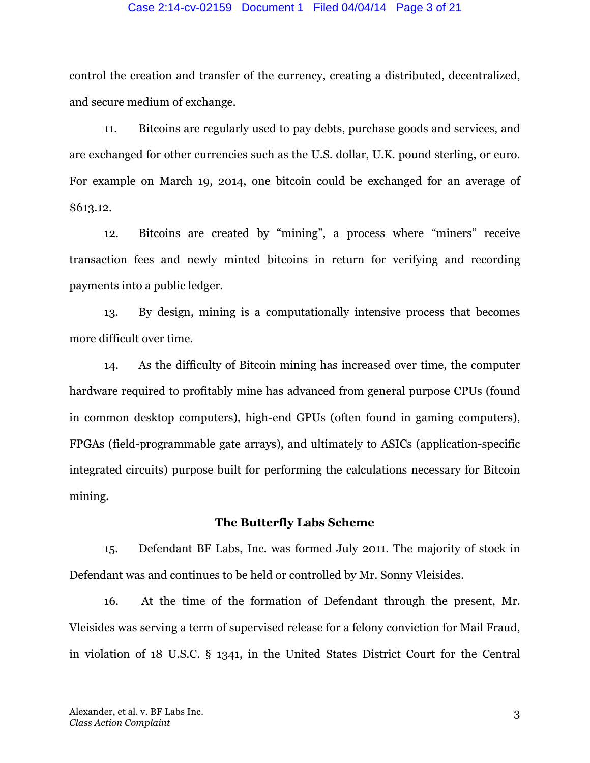control the creation and transfer of the currency, creating a distributed, decentralized, and secure medium of exchange.

11. Bitcoins are regularly used to pay debts, purchase goods and services, and are exchanged for other currencies such as the U.S. dollar, U.K. pound sterling, or euro. For example on March 19, 2014, one bitcoin could be exchanged for an average of $613.12.

12. Bitcoins are created by "mining", a process where "miners" receive transaction fees and newly minted bitcoins in return for verifying and recording payments into a public ledger.

13. By design, mining is a computationally intensive process that becomes more difficult over time.

14. As the difficulty of Bitcoin mining has increased over time, the computer hardware required to profitably mine has advanced from general purpose CPUs (found in common desktop computers), high-end GPUs (often found in gaming computers), FPGAs (field-programmable gate arrays), and ultimately to ASICs (application-specific integrated circuits) purpose built for performing the calculations necessary for Bitcoin mining.

**The Butterfly Labs Scheme**

15. Defendant BF Labs, Inc. was formed July 2011. The majority of stock in Defendant was and continues to be held or controlled by Mr. Sonny Vleisides.

16. At the time of the formation of Defendant through the present, Mr. Vleisides was serving a term of supervised release for a felony conviction for Mail Fraud, in violation of 18 U.S.C. § 1341, in the United States District Court for the Central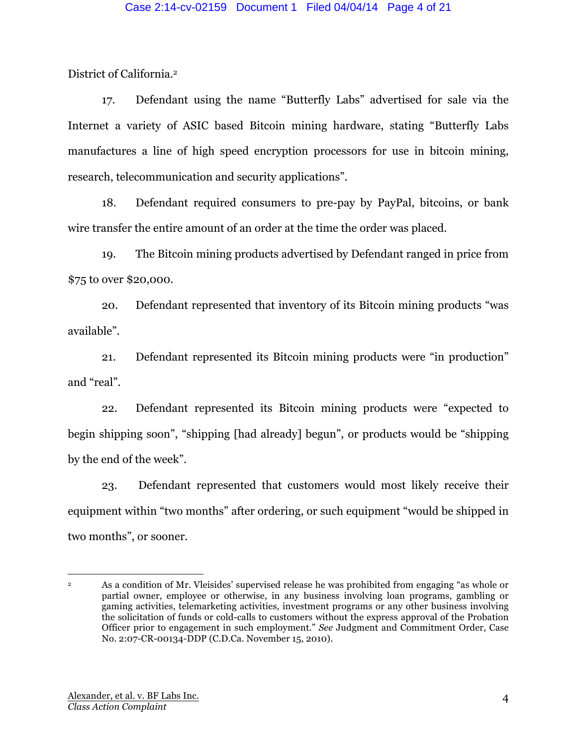District of California.[2]

17. Defendant using the name "Butterfly Labs" advertised for sale via the Internet a variety of ASIC based Bitcoin mining hardware, stating "Butterfly Labs manufactures a line of high speed encryption processors for use in bitcoin mining, research, telecommunication and security applications".

18. Defendant required consumers to pre-pay by PayPal, bitcoins, or bank wire transfer the entire amount of an order at the time the order was placed.

19. The Bitcoin mining products advertised by Defendant ranged in price from $75 to over $20,000.

20. Defendant represented that inventory of its Bitcoin mining products "was available".

21. Defendant represented its Bitcoin mining products were "in production" and "real".

22. Defendant represented its Bitcoin mining products were "expected to begin shipping soon", "shipping [had already] begun", or products would be "shipping by the end of the week".

23. Defendant represented that customers would most likely receive their equipment within "two months" after ordering, or such equipment "would be shipped in two months", or sooner.

---

[2] As a condition of Mr. Vleisides' supervised release he was prohibited from engaging "as whole or partial owner, employee or otherwise, in any business involving loan programs, gambling or gaming activities, telemarketing activities, investment programs or any other business involving the solicitation of funds or cold-calls to customers without the express approval of the Probation Officer prior to engagement in such employment." *See* Judgment and Commitment Order, Case No. 2:07-CR-00134-DDP (C.D.Ca. November 15, 2010).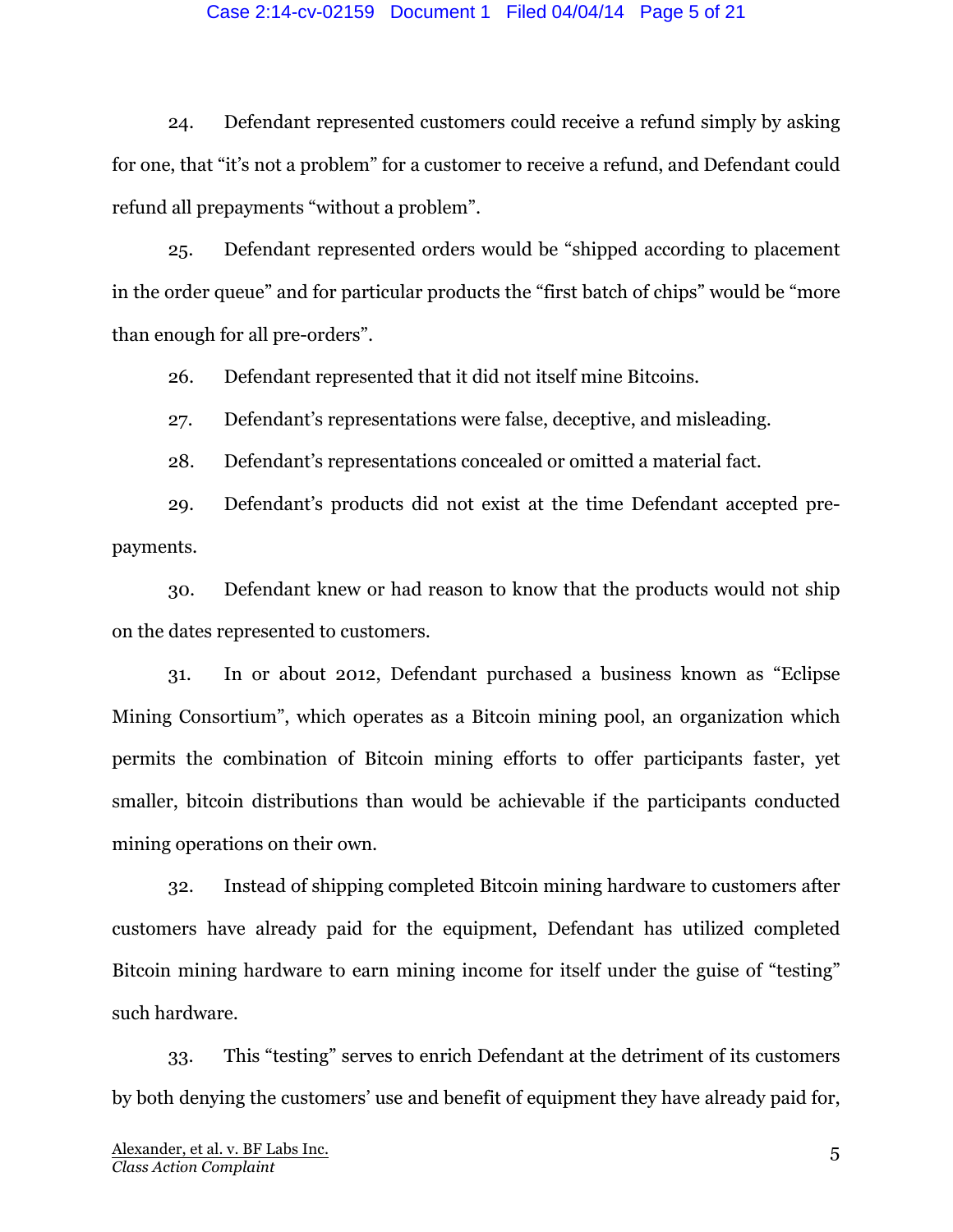24. Defendant represented customers could receive a refund simply by asking for one, that "it's not a problem" for a customer to receive a refund, and Defendant could refund all prepayments "without a problem".

25. Defendant represented orders would be "shipped according to placement in the order queue" and for particular products the "first batch of chips" would be "more than enough for all pre-orders".

26. Defendant represented that it did not itself mine Bitcoins.

27. Defendant's representations were false, deceptive, and misleading.

28. Defendant's representations concealed or omitted a material fact.

29. Defendant's products did not exist at the time Defendant accepted pre-payments.

30. Defendant knew or had reason to know that the products would not ship on the dates represented to customers.

31. In or about 2012, Defendant purchased a business known as "Eclipse Mining Consortium", which operates as a Bitcoin mining pool, an organization which permits the combination of Bitcoin mining efforts to offer participants faster, yet smaller, bitcoin distributions than would be achievable if the participants conducted mining operations on their own.

32. Instead of shipping completed Bitcoin mining hardware to customers after customers have already paid for the equipment, Defendant has utilized completed Bitcoin mining hardware to earn mining income for itself under the guise of "testing" such hardware.

33. This "testing" serves to enrich Defendant at the detriment of its customers by both denying the customers' use and benefit of equipment they have already paid for,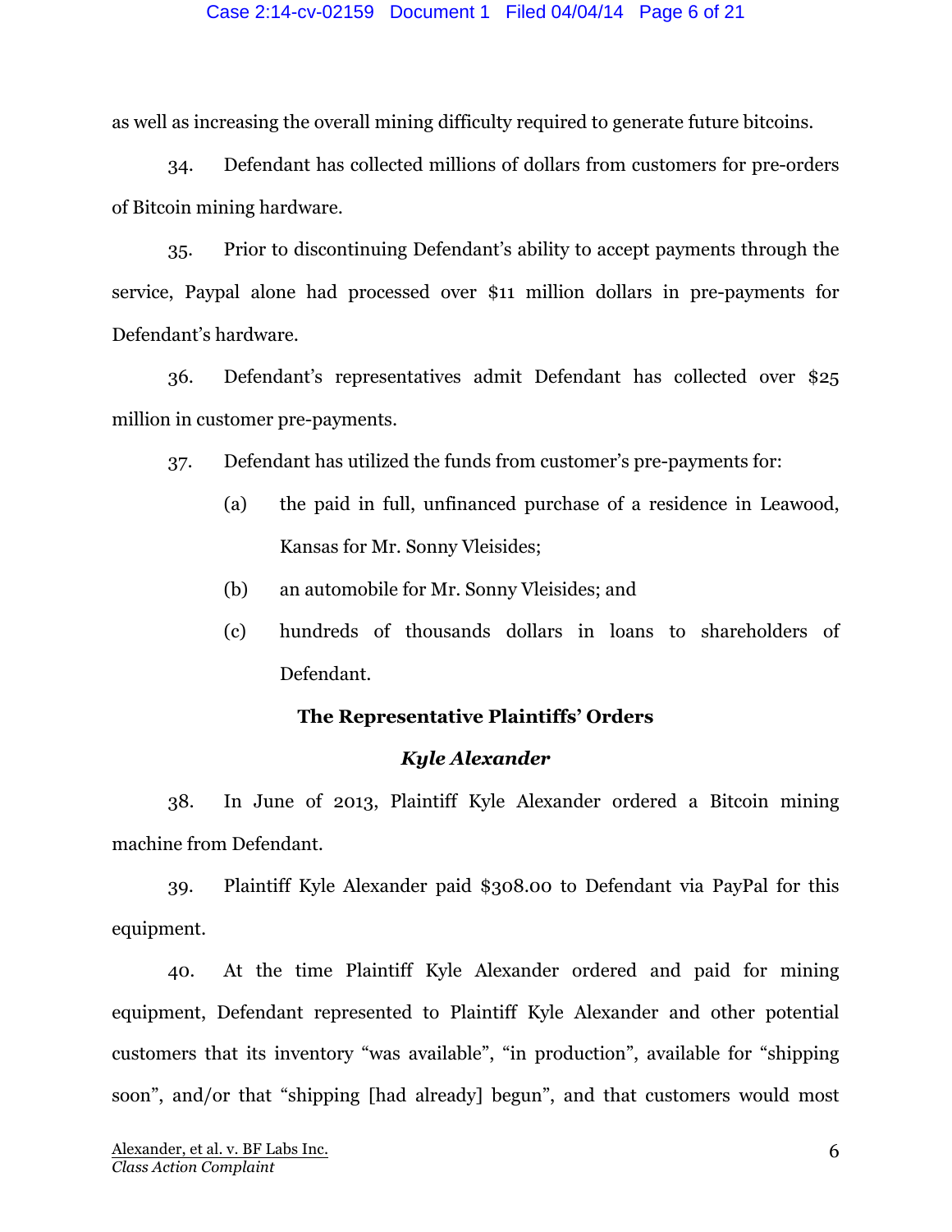as well as increasing the overall mining difficulty required to generate future bitcoins.

34. Defendant has collected millions of dollars from customers for pre-orders of Bitcoin mining hardware.

35. Prior to discontinuing Defendant's ability to accept payments through the service, Paypal alone had processed over $11 million dollars in pre-payments for Defendant's hardware.

36. Defendant's representatives admit Defendant has collected over $25 million in customer pre-payments.

37. Defendant has utilized the funds from customer's pre-payments for:

(a) the paid in full, unfinanced purchase of a residence in Leawood, Kansas for Mr. Sonny Vleisides;

(b) an automobile for Mr. Sonny Vleisides; and

(c) hundreds of thousands dollars in loans to shareholders of Defendant.

**The Representative Plaintiffs' Orders**

***Kyle Alexander***

38. In June of 2013, Plaintiff Kyle Alexander ordered a Bitcoin mining machine from Defendant.

39. Plaintiff Kyle Alexander paid $308.00 to Defendant via PayPal for this equipment.

40. At the time Plaintiff Kyle Alexander ordered and paid for mining equipment, Defendant represented to Plaintiff Kyle Alexander and other potential customers that its inventory "was available", "in production", available for "shipping soon", and/or that "shipping [had already] begun", and that customers would most

Alexander, et al. v. BF Labs Inc.
*Class Action Complaint*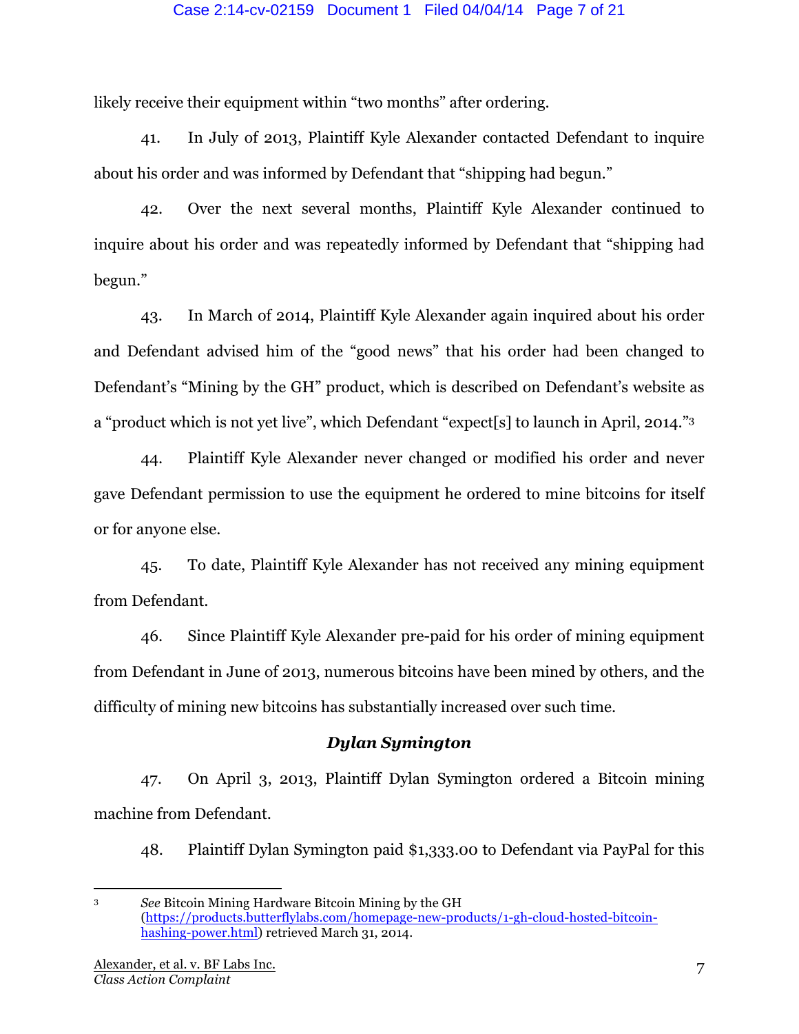likely receive their equipment within "two months" after ordering.

41. In July of 2013, Plaintiff Kyle Alexander contacted Defendant to inquire about his order and was informed by Defendant that "shipping had begun."

42. Over the next several months, Plaintiff Kyle Alexander continued to inquire about his order and was repeatedly informed by Defendant that "shipping had begun."

43. In March of 2014, Plaintiff Kyle Alexander again inquired about his order and Defendant advised him of the "good news" that his order had been changed to Defendant's "Mining by the GH" product, which is described on Defendant's website as a "product which is not yet live", which Defendant "expect[s] to launch in April, 2014."[3]

44. Plaintiff Kyle Alexander never changed or modified his order and never gave Defendant permission to use the equipment he ordered to mine bitcoins for itself or for anyone else.

45. To date, Plaintiff Kyle Alexander has not received any mining equipment from Defendant.

46. Since Plaintiff Kyle Alexander pre-paid for his order of mining equipment from Defendant in June of 2013, numerous bitcoins have been mined by others, and the difficulty of mining new bitcoins has substantially increased over such time.

### *Dylan Symington*

47. On April 3, 2013, Plaintiff Dylan Symington ordered a Bitcoin mining machine from Defendant.

48. Plaintiff Dylan Symington paid $1,333.00 to Defendant via PayPal for this

---

[3] *See* Bitcoin Mining Hardware Bitcoin Mining by the GH (https://products.butterflylabs.com/homepage-new-products/1-gh-cloud-hosted-bitcoin-hashing-power.html) retrieved March 31, 2014.

Alexander, et al. v. BF Labs Inc.
*Class Action Complaint*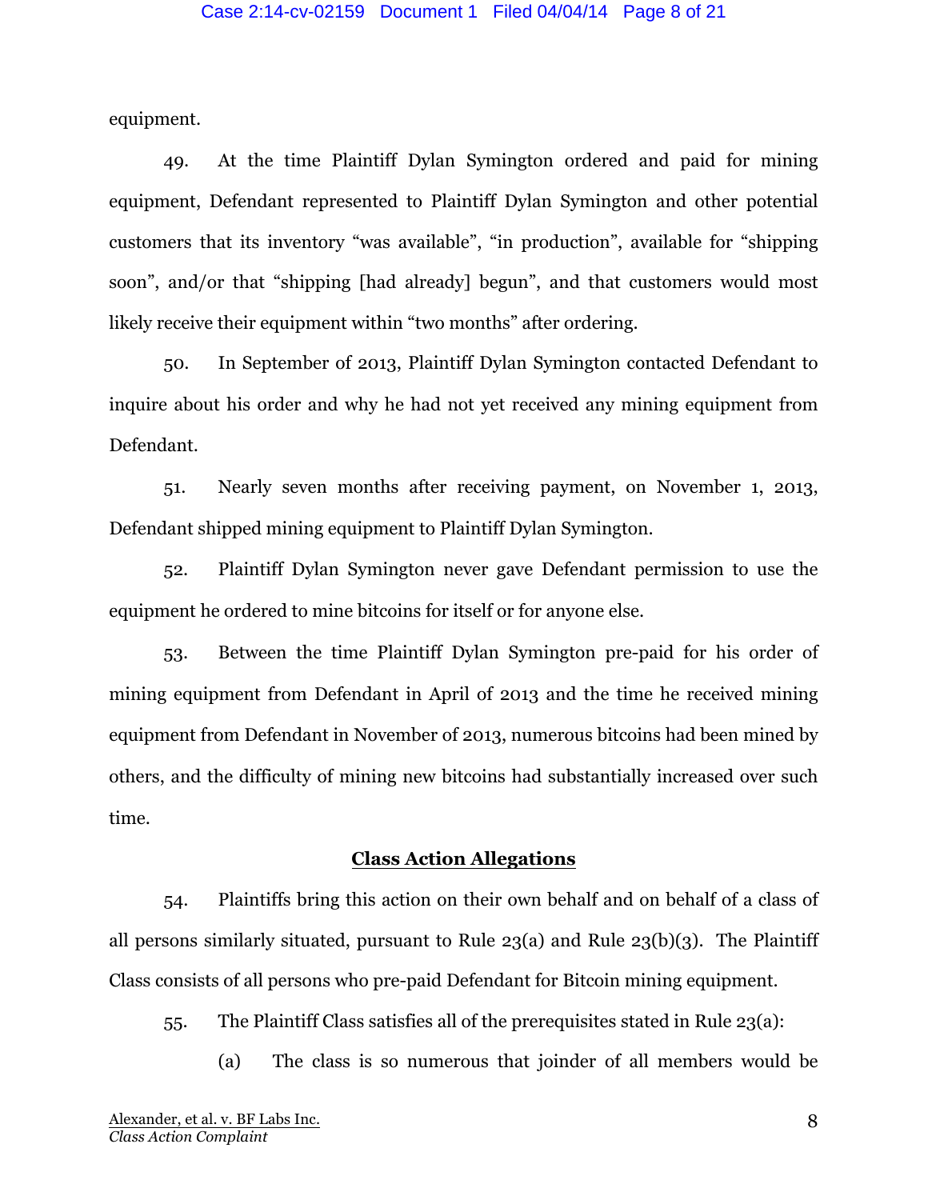equipment.

49. At the time Plaintiff Dylan Symington ordered and paid for mining equipment, Defendant represented to Plaintiff Dylan Symington and other potential customers that its inventory "was available", "in production", available for "shipping soon", and/or that "shipping [had already] begun", and that customers would most likely receive their equipment within "two months" after ordering.

50. In September of 2013, Plaintiff Dylan Symington contacted Defendant to inquire about his order and why he had not yet received any mining equipment from Defendant.

51. Nearly seven months after receiving payment, on November 1, 2013, Defendant shipped mining equipment to Plaintiff Dylan Symington.

52. Plaintiff Dylan Symington never gave Defendant permission to use the equipment he ordered to mine bitcoins for itself or for anyone else.

53. Between the time Plaintiff Dylan Symington pre-paid for his order of mining equipment from Defendant in April of 2013 and the time he received mining equipment from Defendant in November of 2013, numerous bitcoins had been mined by others, and the difficulty of mining new bitcoins had substantially increased over such time.

## Class Action Allegations

54. Plaintiffs bring this action on their own behalf and on behalf of a class of all persons similarly situated, pursuant to Rule 23(a) and Rule 23(b)(3). The Plaintiff Class consists of all persons who pre-paid Defendant for Bitcoin mining equipment.

55. The Plaintiff Class satisfies all of the prerequisites stated in Rule 23(a):

(a) The class is so numerous that joinder of all members would be

Alexander, et al. v. BF Labs Inc.
*Class Action Complaint*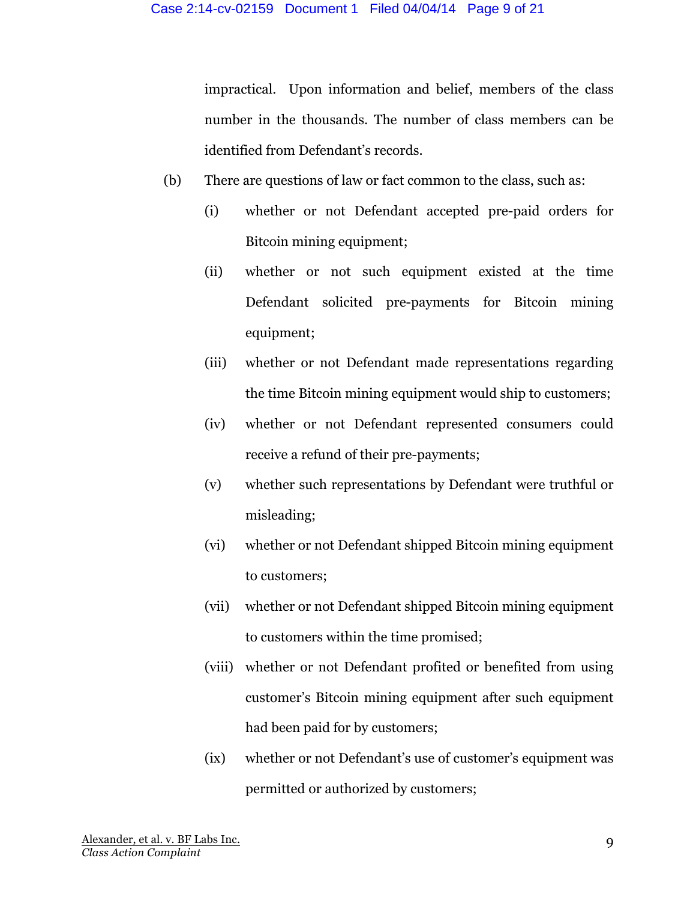impractical. Upon information and belief, members of the class number in the thousands. The number of class members can be identified from Defendant's records.

(b) There are questions of law or fact common to the class, such as:

(i) whether or not Defendant accepted pre-paid orders for Bitcoin mining equipment;

(ii) whether or not such equipment existed at the time Defendant solicited pre-payments for Bitcoin mining equipment;

(iii) whether or not Defendant made representations regarding the time Bitcoin mining equipment would ship to customers;

(iv) whether or not Defendant represented consumers could receive a refund of their pre-payments;

(v) whether such representations by Defendant were truthful or misleading;

(vi) whether or not Defendant shipped Bitcoin mining equipment to customers;

(vii) whether or not Defendant shipped Bitcoin mining equipment to customers within the time promised;

(viii) whether or not Defendant profited or benefited from using customer's Bitcoin mining equipment after such equipment had been paid for by customers;

(ix) whether or not Defendant's use of customer's equipment was permitted or authorized by customers;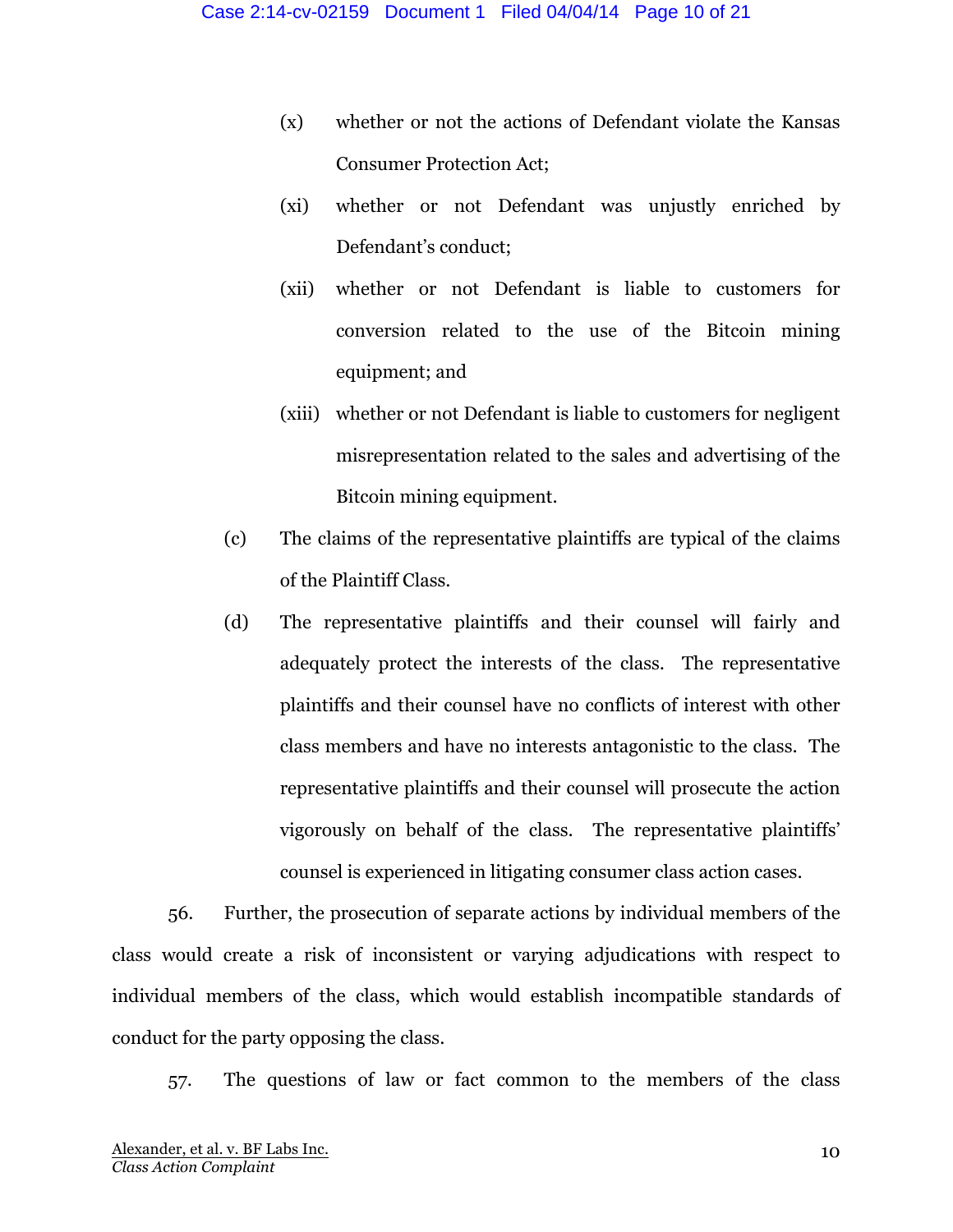(x) whether or not the actions of Defendant violate the Kansas Consumer Protection Act;

(xi) whether or not Defendant was unjustly enriched by Defendant's conduct;

(xii) whether or not Defendant is liable to customers for conversion related to the use of the Bitcoin mining equipment; and

(xiii) whether or not Defendant is liable to customers for negligent misrepresentation related to the sales and advertising of the Bitcoin mining equipment.

(c) The claims of the representative plaintiffs are typical of the claims of the Plaintiff Class.

(d) The representative plaintiffs and their counsel will fairly and adequately protect the interests of the class. The representative plaintiffs and their counsel have no conflicts of interest with other class members and have no interests antagonistic to the class. The representative plaintiffs and their counsel will prosecute the action vigorously on behalf of the class. The representative plaintiffs' counsel is experienced in litigating consumer class action cases.

56. Further, the prosecution of separate actions by individual members of the class would create a risk of inconsistent or varying adjudications with respect to individual members of the class, which would establish incompatible standards of conduct for the party opposing the class.

57. The questions of law or fact common to the members of the class

Alexander, et al. v. BF Labs Inc.
*Class Action Complaint*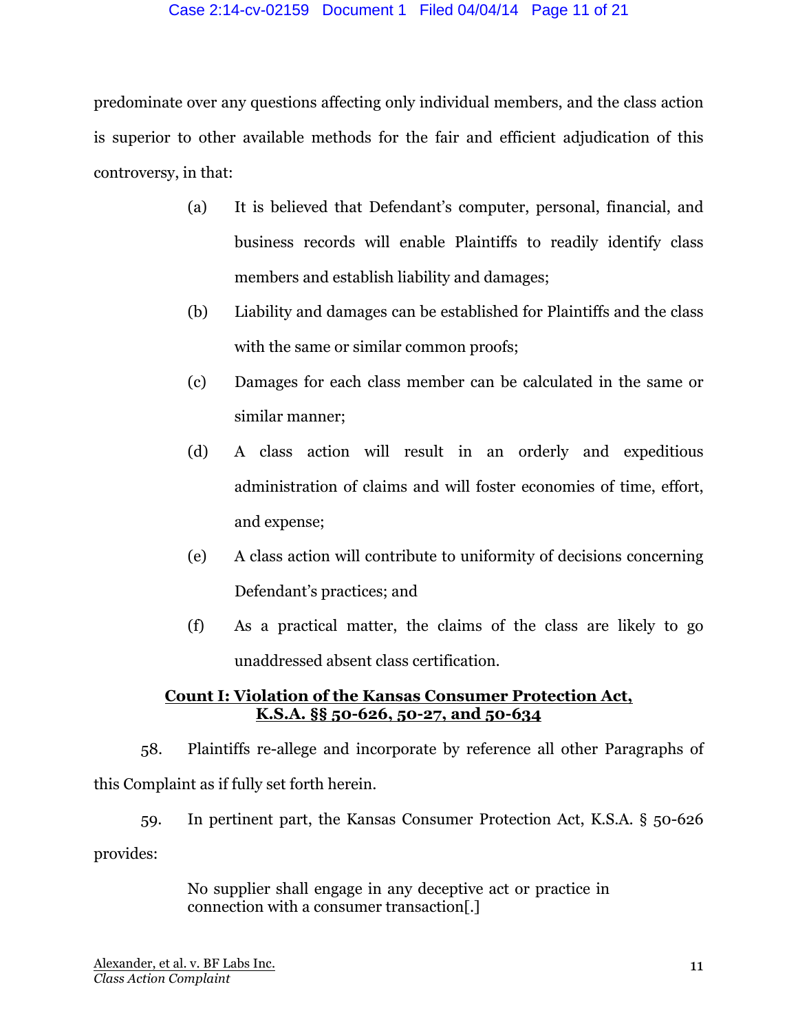predominate over any questions affecting only individual members, and the class action is superior to other available methods for the fair and efficient adjudication of this controversy, in that:

(a) It is believed that Defendant's computer, personal, financial, and business records will enable Plaintiffs to readily identify class members and establish liability and damages;

(b) Liability and damages can be established for Plaintiffs and the class with the same or similar common proofs;

(c) Damages for each class member can be calculated in the same or similar manner;

(d) A class action will result in an orderly and expeditious administration of claims and will foster economies of time, effort, and expense;

(e) A class action will contribute to uniformity of decisions concerning Defendant's practices; and

(f) As a practical matter, the claims of the class are likely to go unaddressed absent class certification.

## Count I: Violation of the Kansas Consumer Protection Act, K.S.A. §§ 50-626, 50-27, and 50-634

58. Plaintiffs re-allege and incorporate by reference all other Paragraphs of this Complaint as if fully set forth herein.

59. In pertinent part, the Kansas Consumer Protection Act, K.S.A. § 50-626 provides:

> No supplier shall engage in any deceptive act or practice in connection with a consumer transaction[.]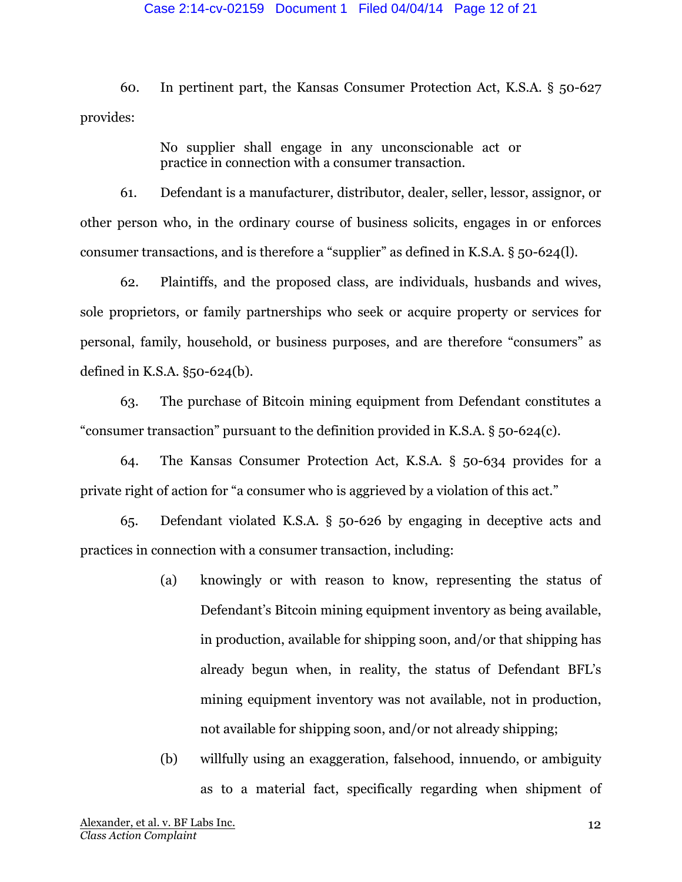60. In pertinent part, the Kansas Consumer Protection Act, K.S.A. § 50-627 provides:

> No supplier shall engage in any unconscionable act or practice in connection with a consumer transaction.

61. Defendant is a manufacturer, distributor, dealer, seller, lessor, assignor, or other person who, in the ordinary course of business solicits, engages in or enforces consumer transactions, and is therefore a "supplier" as defined in K.S.A. § 50-624(l).

62. Plaintiffs, and the proposed class, are individuals, husbands and wives, sole proprietors, or family partnerships who seek or acquire property or services for personal, family, household, or business purposes, and are therefore "consumers" as defined in K.S.A. §50-624(b).

63. The purchase of Bitcoin mining equipment from Defendant constitutes a "consumer transaction" pursuant to the definition provided in K.S.A. § 50-624(c).

64. The Kansas Consumer Protection Act, K.S.A. § 50-634 provides for a private right of action for "a consumer who is aggrieved by a violation of this act."

65. Defendant violated K.S.A. § 50-626 by engaging in deceptive acts and practices in connection with a consumer transaction, including:

(a) knowingly or with reason to know, representing the status of Defendant's Bitcoin mining equipment inventory as being available, in production, available for shipping soon, and/or that shipping has already begun when, in reality, the status of Defendant BFL's mining equipment inventory was not available, not in production, not available for shipping soon, and/or not already shipping;

(b) willfully using an exaggeration, falsehood, innuendo, or ambiguity as to a material fact, specifically regarding when shipment of

Alexander, et al. v. BF Labs Inc.
*Class Action Complaint*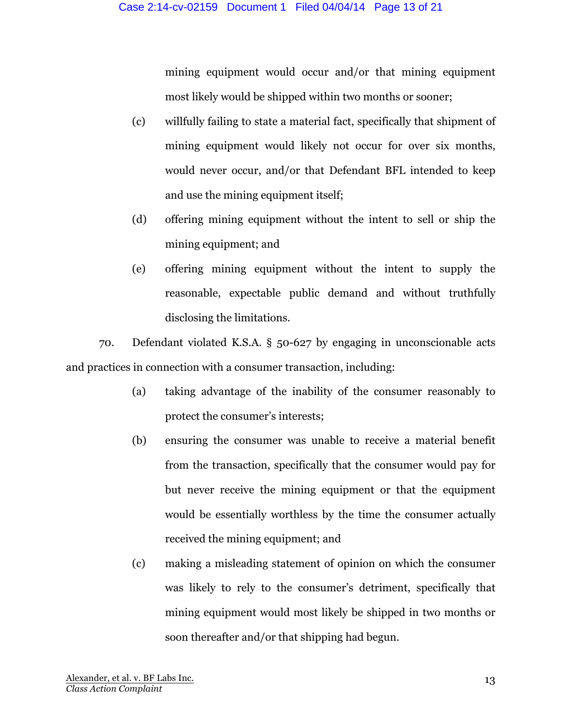mining equipment would occur and/or that mining equipment most likely would be shipped within two months or sooner;

(c) willfully failing to state a material fact, specifically that shipment of mining equipment would likely not occur for over six months, would never occur, and/or that Defendant BFL intended to keep and use the mining equipment itself;

(d) offering mining equipment without the intent to sell or ship the mining equipment; and

(e) offering mining equipment without the intent to supply the reasonable, expectable public demand and without truthfully disclosing the limitations.

70. Defendant violated K.S.A. § 50-627 by engaging in unconscionable acts and practices in connection with a consumer transaction, including:

(a) taking advantage of the inability of the consumer reasonably to protect the consumer's interests;

(b) ensuring the consumer was unable to receive a material benefit from the transaction, specifically that the consumer would pay for but never receive the mining equipment or that the equipment would be essentially worthless by the time the consumer actually received the mining equipment; and

(c) making a misleading statement of opinion on which the consumer was likely to rely to the consumer's detriment, specifically that mining equipment would most likely be shipped in two months or soon thereafter and/or that shipping had begun.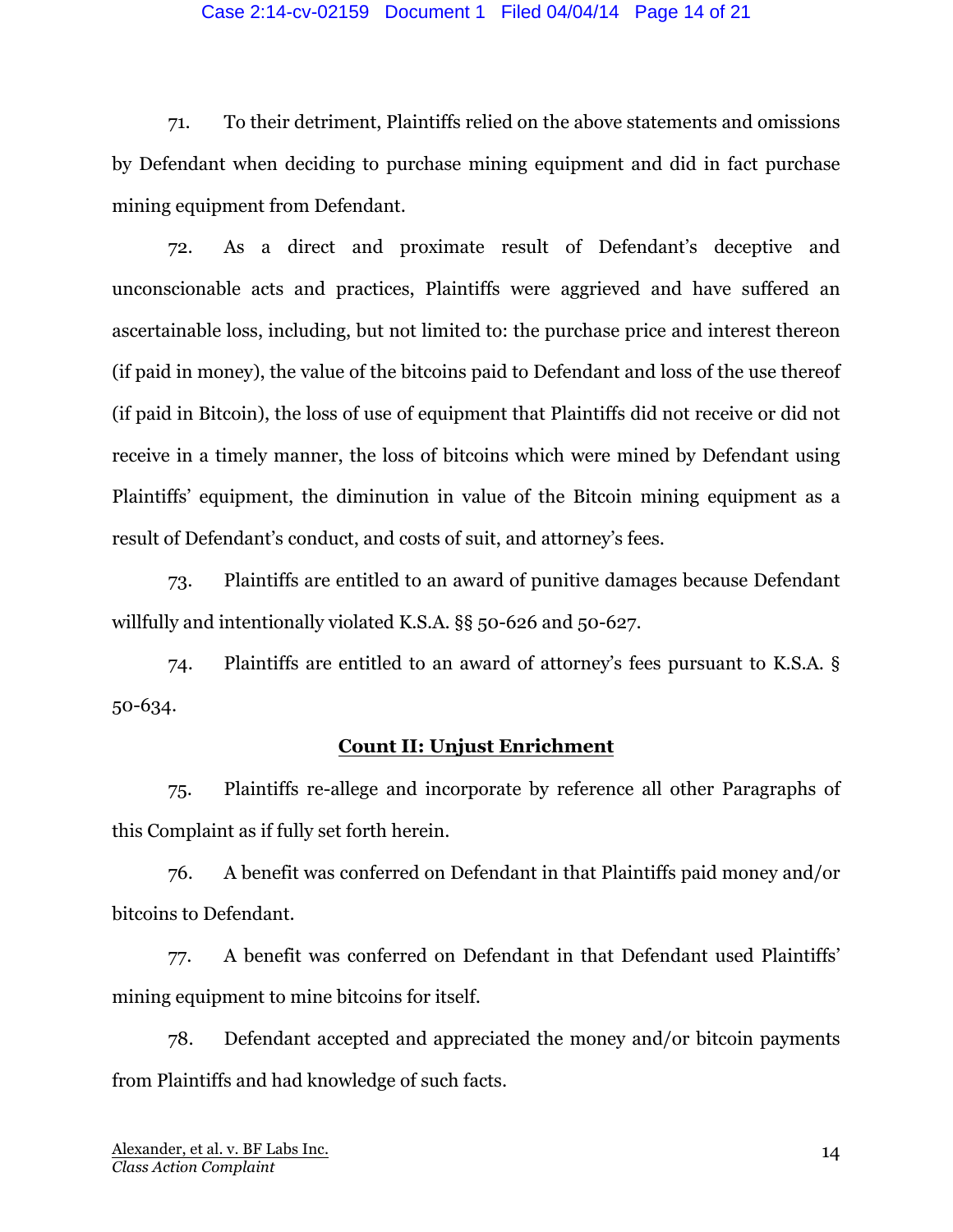71. To their detriment, Plaintiffs relied on the above statements and omissions by Defendant when deciding to purchase mining equipment and did in fact purchase mining equipment from Defendant.

72. As a direct and proximate result of Defendant's deceptive and unconscionable acts and practices, Plaintiffs were aggrieved and have suffered an ascertainable loss, including, but not limited to: the purchase price and interest thereon (if paid in money), the value of the bitcoins paid to Defendant and loss of the use thereof (if paid in Bitcoin), the loss of use of equipment that Plaintiffs did not receive or did not receive in a timely manner, the loss of bitcoins which were mined by Defendant using Plaintiffs' equipment, the diminution in value of the Bitcoin mining equipment as a result of Defendant's conduct, and costs of suit, and attorney's fees.

73. Plaintiffs are entitled to an award of punitive damages because Defendant willfully and intentionally violated K.S.A. §§ 50-626 and 50-627.

74. Plaintiffs are entitled to an award of attorney's fees pursuant to K.S.A. § 50-634.

## Count II: Unjust Enrichment

75. Plaintiffs re-allege and incorporate by reference all other Paragraphs of this Complaint as if fully set forth herein.

76. A benefit was conferred on Defendant in that Plaintiffs paid money and/or bitcoins to Defendant.

77. A benefit was conferred on Defendant in that Defendant used Plaintiffs' mining equipment to mine bitcoins for itself.

78. Defendant accepted and appreciated the money and/or bitcoin payments from Plaintiffs and had knowledge of such facts.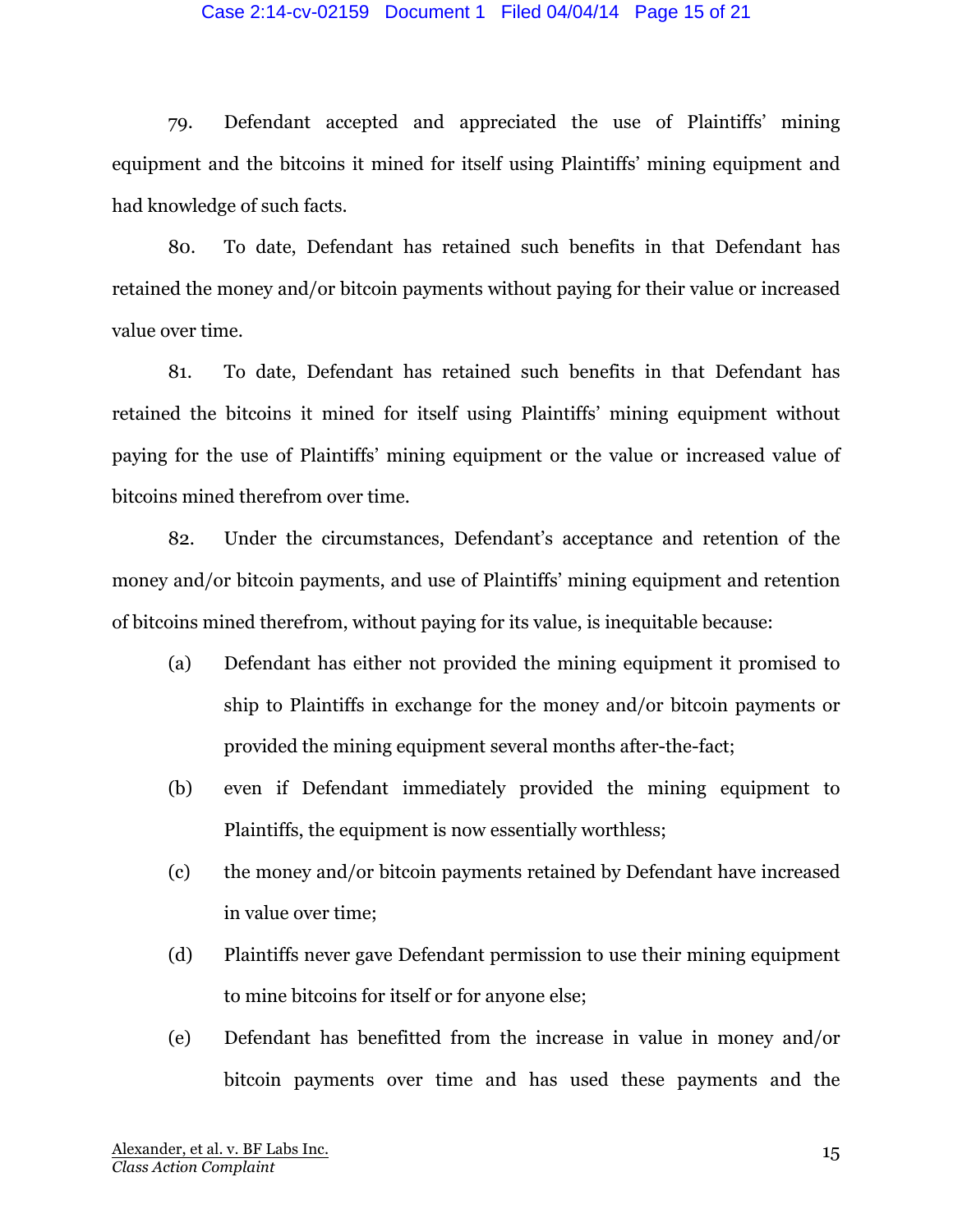79. Defendant accepted and appreciated the use of Plaintiffs' mining equipment and the bitcoins it mined for itself using Plaintiffs' mining equipment and had knowledge of such facts.

80. To date, Defendant has retained such benefits in that Defendant has retained the money and/or bitcoin payments without paying for their value or increased value over time.

81. To date, Defendant has retained such benefits in that Defendant has retained the bitcoins it mined for itself using Plaintiffs' mining equipment without paying for the use of Plaintiffs' mining equipment or the value or increased value of bitcoins mined therefrom over time.

82. Under the circumstances, Defendant's acceptance and retention of the money and/or bitcoin payments, and use of Plaintiffs' mining equipment and retention of bitcoins mined therefrom, without paying for its value, is inequitable because:

(a) Defendant has either not provided the mining equipment it promised to ship to Plaintiffs in exchange for the money and/or bitcoin payments or provided the mining equipment several months after-the-fact;

(b) even if Defendant immediately provided the mining equipment to Plaintiffs, the equipment is now essentially worthless;

(c) the money and/or bitcoin payments retained by Defendant have increased in value over time;

(d) Plaintiffs never gave Defendant permission to use their mining equipment to mine bitcoins for itself or for anyone else;

(e) Defendant has benefitted from the increase in value in money and/or bitcoin payments over time and has used these payments and the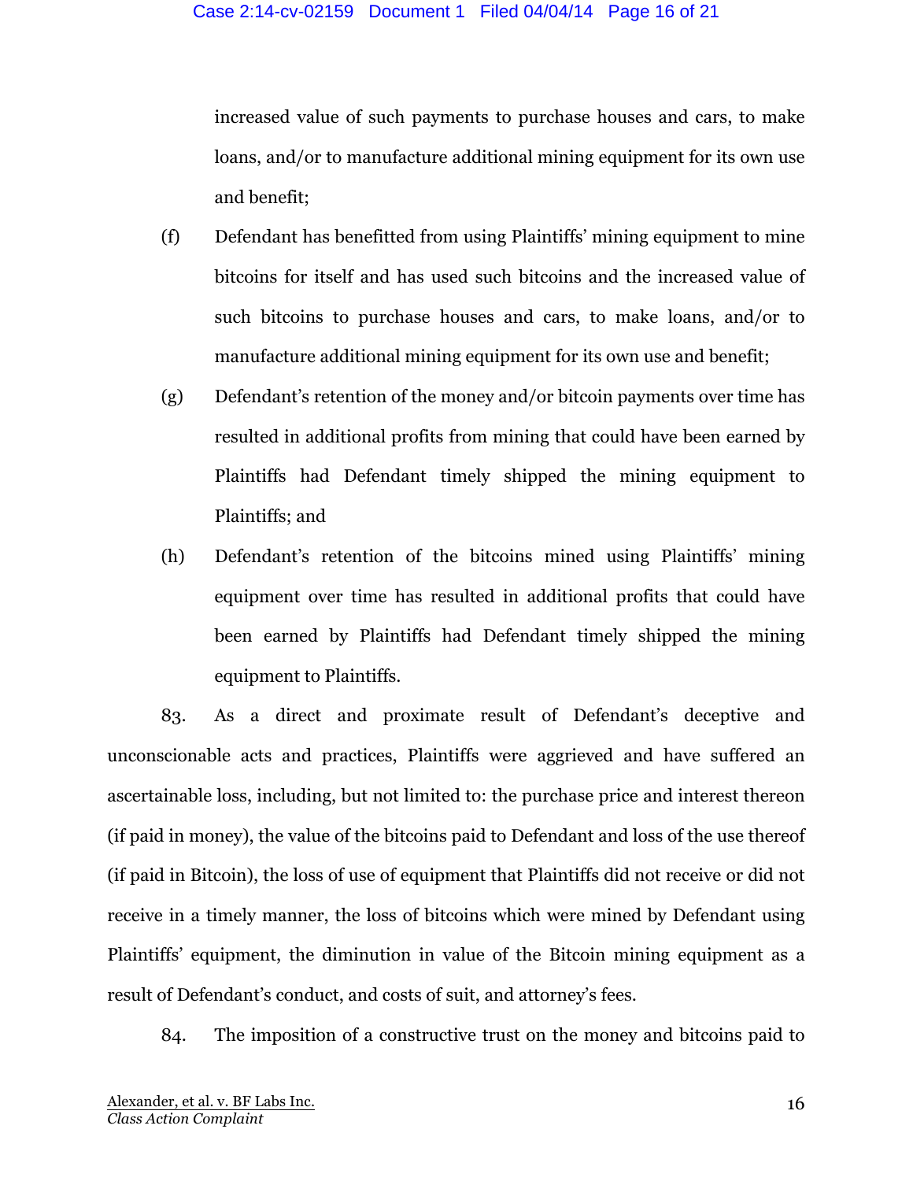increased value of such payments to purchase houses and cars, to make loans, and/or to manufacture additional mining equipment for its own use and benefit;

(f) Defendant has benefitted from using Plaintiffs' mining equipment to mine bitcoins for itself and has used such bitcoins and the increased value of such bitcoins to purchase houses and cars, to make loans, and/or to manufacture additional mining equipment for its own use and benefit;

(g) Defendant's retention of the money and/or bitcoin payments over time has resulted in additional profits from mining that could have been earned by Plaintiffs had Defendant timely shipped the mining equipment to Plaintiffs; and

(h) Defendant's retention of the bitcoins mined using Plaintiffs' mining equipment over time has resulted in additional profits that could have been earned by Plaintiffs had Defendant timely shipped the mining equipment to Plaintiffs.

83. As a direct and proximate result of Defendant's deceptive and unconscionable acts and practices, Plaintiffs were aggrieved and have suffered an ascertainable loss, including, but not limited to: the purchase price and interest thereon (if paid in money), the value of the bitcoins paid to Defendant and loss of the use thereof (if paid in Bitcoin), the loss of use of equipment that Plaintiffs did not receive or did not receive in a timely manner, the loss of bitcoins which were mined by Defendant using Plaintiffs' equipment, the diminution in value of the Bitcoin mining equipment as a result of Defendant's conduct, and costs of suit, and attorney's fees.

84. The imposition of a constructive trust on the money and bitcoins paid to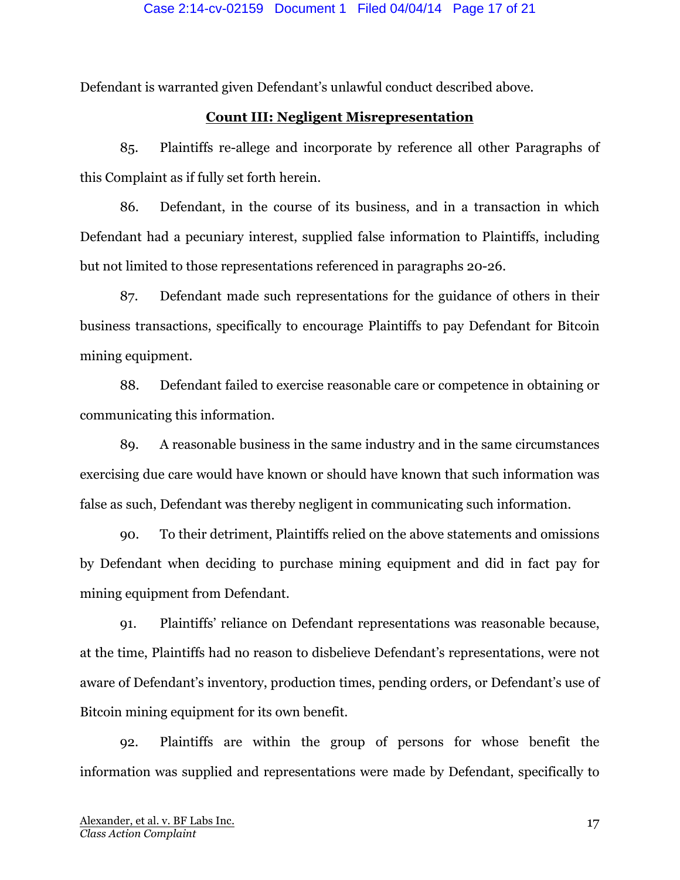Defendant is warranted given Defendant's unlawful conduct described above.

**Count III: Negligent Misrepresentation**

85. Plaintiffs re-allege and incorporate by reference all other Paragraphs of this Complaint as if fully set forth herein.

86. Defendant, in the course of its business, and in a transaction in which Defendant had a pecuniary interest, supplied false information to Plaintiffs, including but not limited to those representations referenced in paragraphs 20-26.

87. Defendant made such representations for the guidance of others in their business transactions, specifically to encourage Plaintiffs to pay Defendant for Bitcoin mining equipment.

88. Defendant failed to exercise reasonable care or competence in obtaining or communicating this information.

89. A reasonable business in the same industry and in the same circumstances exercising due care would have known or should have known that such information was false as such, Defendant was thereby negligent in communicating such information.

90. To their detriment, Plaintiffs relied on the above statements and omissions by Defendant when deciding to purchase mining equipment and did in fact pay for mining equipment from Defendant.

91. Plaintiffs' reliance on Defendant representations was reasonable because, at the time, Plaintiffs had no reason to disbelieve Defendant's representations, were not aware of Defendant's inventory, production times, pending orders, or Defendant's use of Bitcoin mining equipment for its own benefit.

92. Plaintiffs are within the group of persons for whose benefit the information was supplied and representations were made by Defendant, specifically to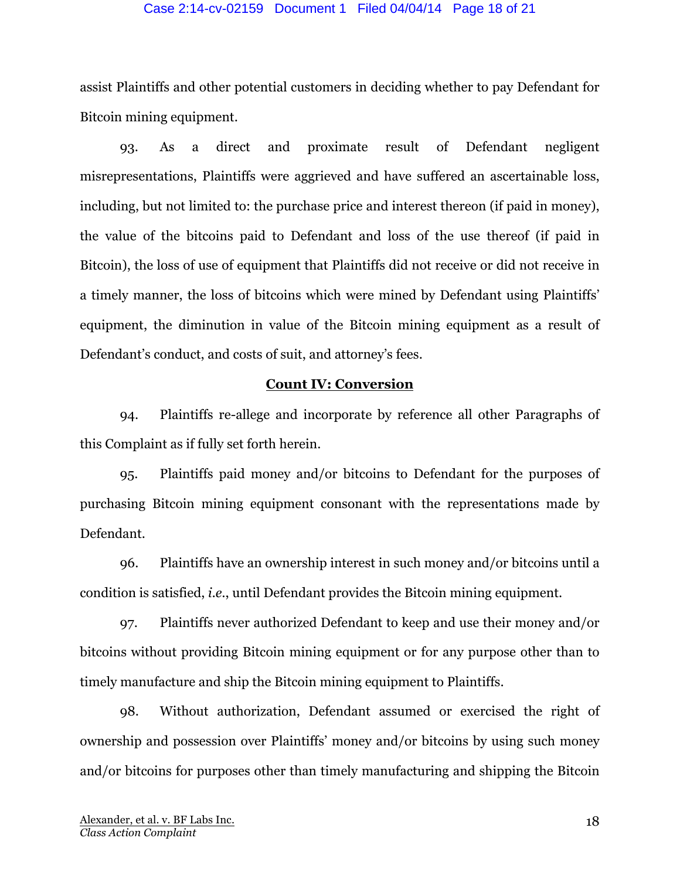assist Plaintiffs and other potential customers in deciding whether to pay Defendant for Bitcoin mining equipment.

93. As a direct and proximate result of Defendant negligent misrepresentations, Plaintiffs were aggrieved and have suffered an ascertainable loss, including, but not limited to: the purchase price and interest thereon (if paid in money), the value of the bitcoins paid to Defendant and loss of the use thereof (if paid in Bitcoin), the loss of use of equipment that Plaintiffs did not receive or did not receive in a timely manner, the loss of bitcoins which were mined by Defendant using Plaintiffs' equipment, the diminution in value of the Bitcoin mining equipment as a result of Defendant's conduct, and costs of suit, and attorney's fees.

## **Count IV: Conversion**

94. Plaintiffs re-allege and incorporate by reference all other Paragraphs of this Complaint as if fully set forth herein.

95. Plaintiffs paid money and/or bitcoins to Defendant for the purposes of purchasing Bitcoin mining equipment consonant with the representations made by Defendant.

96. Plaintiffs have an ownership interest in such money and/or bitcoins until a condition is satisfied, *i.e.*, until Defendant provides the Bitcoin mining equipment.

97. Plaintiffs never authorized Defendant to keep and use their money and/or bitcoins without providing Bitcoin mining equipment or for any purpose other than to timely manufacture and ship the Bitcoin mining equipment to Plaintiffs.

98. Without authorization, Defendant assumed or exercised the right of ownership and possession over Plaintiffs' money and/or bitcoins by using such money and/or bitcoins for purposes other than timely manufacturing and shipping the Bitcoin

Alexander, et al. v. BF Labs Inc.
*Class Action Complaint*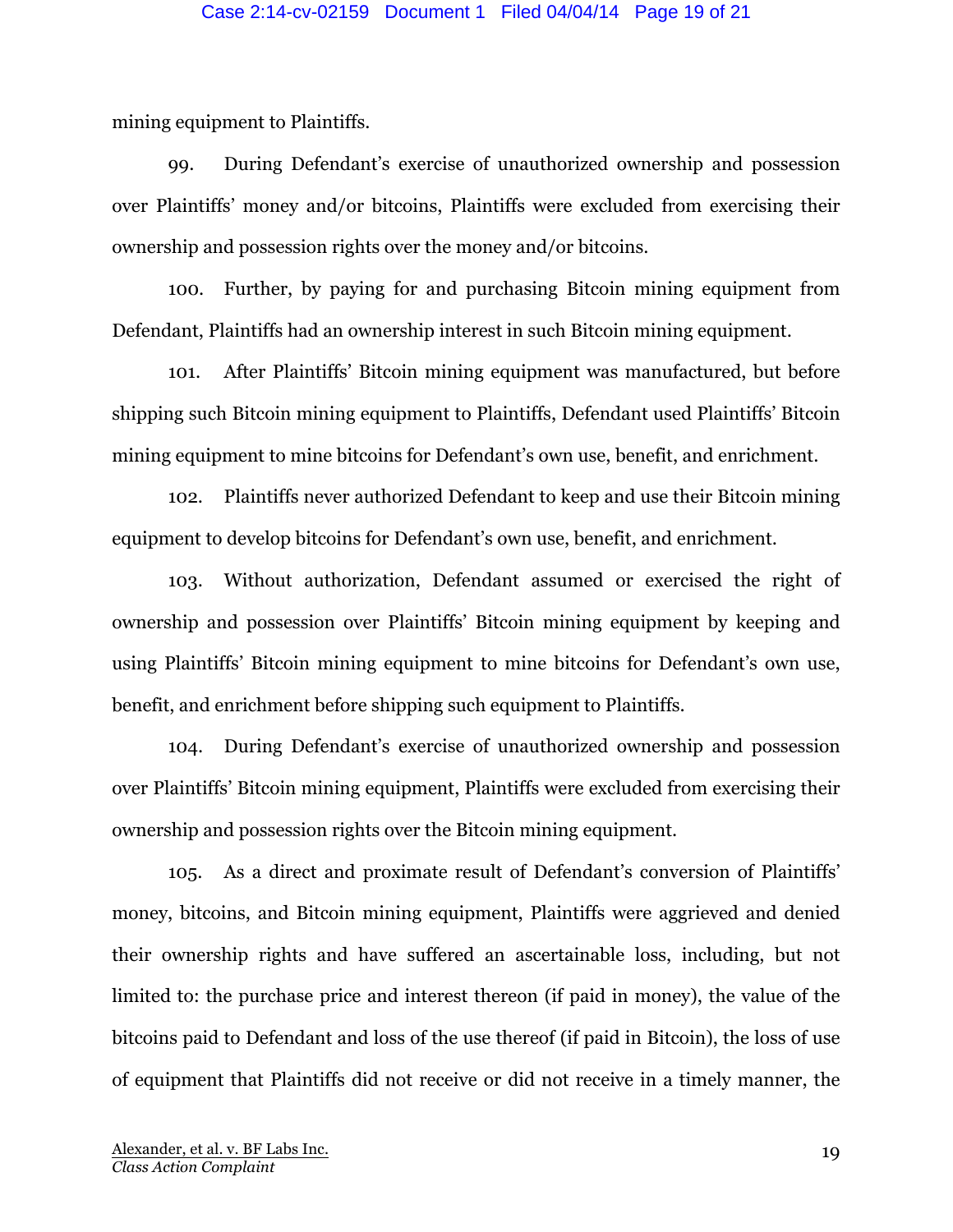mining equipment to Plaintiffs.

99. During Defendant's exercise of unauthorized ownership and possession over Plaintiffs' money and/or bitcoins, Plaintiffs were excluded from exercising their ownership and possession rights over the money and/or bitcoins.

100. Further, by paying for and purchasing Bitcoin mining equipment from Defendant, Plaintiffs had an ownership interest in such Bitcoin mining equipment.

101. After Plaintiffs' Bitcoin mining equipment was manufactured, but before shipping such Bitcoin mining equipment to Plaintiffs, Defendant used Plaintiffs' Bitcoin mining equipment to mine bitcoins for Defendant's own use, benefit, and enrichment.

102. Plaintiffs never authorized Defendant to keep and use their Bitcoin mining equipment to develop bitcoins for Defendant's own use, benefit, and enrichment.

103. Without authorization, Defendant assumed or exercised the right of ownership and possession over Plaintiffs' Bitcoin mining equipment by keeping and using Plaintiffs' Bitcoin mining equipment to mine bitcoins for Defendant's own use, benefit, and enrichment before shipping such equipment to Plaintiffs.

104. During Defendant's exercise of unauthorized ownership and possession over Plaintiffs' Bitcoin mining equipment, Plaintiffs were excluded from exercising their ownership and possession rights over the Bitcoin mining equipment.

105. As a direct and proximate result of Defendant's conversion of Plaintiffs' money, bitcoins, and Bitcoin mining equipment, Plaintiffs were aggrieved and denied their ownership rights and have suffered an ascertainable loss, including, but not limited to: the purchase price and interest thereon (if paid in money), the value of the bitcoins paid to Defendant and loss of the use thereof (if paid in Bitcoin), the loss of use of equipment that Plaintiffs did not receive or did not receive in a timely manner, the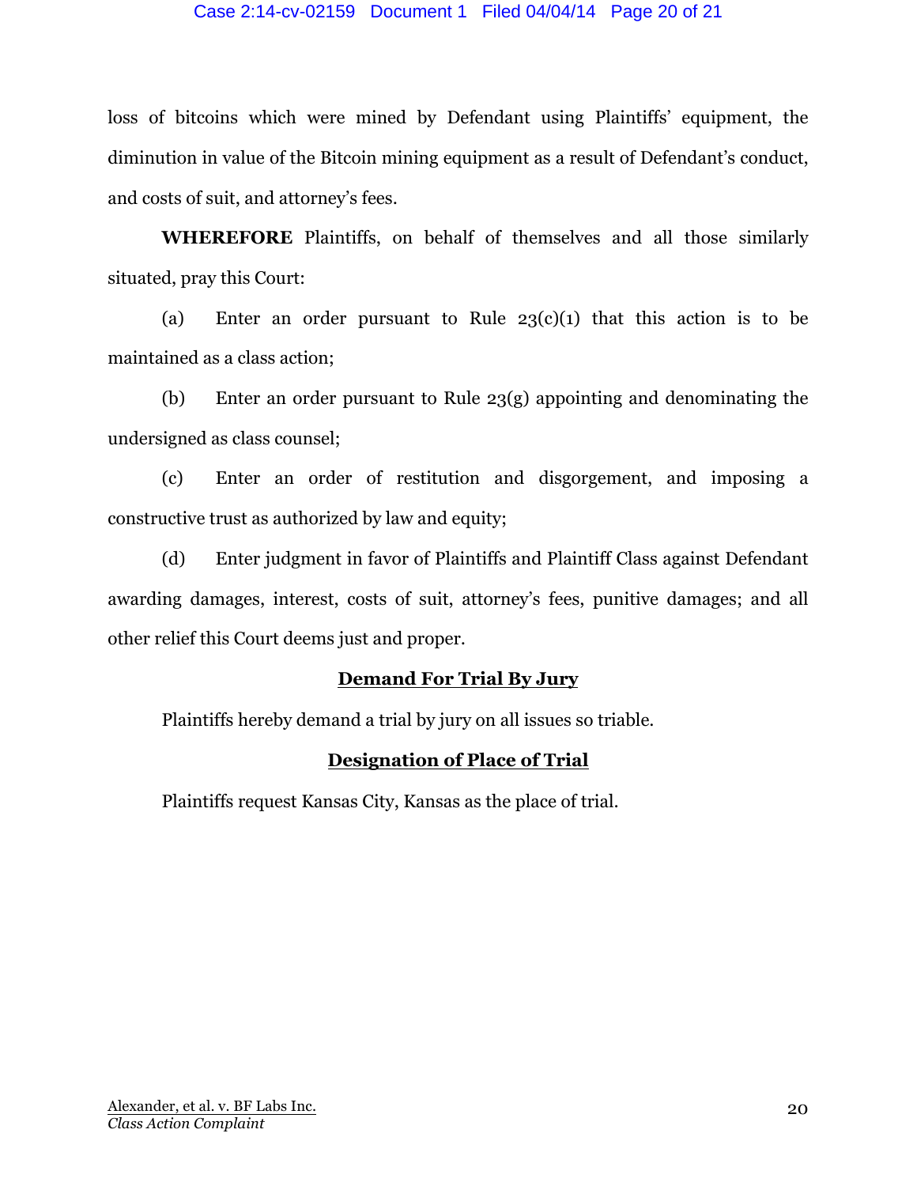loss of bitcoins which were mined by Defendant using Plaintiffs' equipment, the diminution in value of the Bitcoin mining equipment as a result of Defendant's conduct, and costs of suit, and attorney's fees.

**WHEREFORE** Plaintiffs, on behalf of themselves and all those similarly situated, pray this Court:

(a) Enter an order pursuant to Rule 23(c)(1) that this action is to be maintained as a class action;

(b) Enter an order pursuant to Rule 23(g) appointing and denominating the undersigned as class counsel;

(c) Enter an order of restitution and disgorgement, and imposing a constructive trust as authorized by law and equity;

(d) Enter judgment in favor of Plaintiffs and Plaintiff Class against Defendant awarding damages, interest, costs of suit, attorney's fees, punitive damages; and all other relief this Court deems just and proper.

## **Demand For Trial By Jury**

Plaintiffs hereby demand a trial by jury on all issues so triable.

## **Designation of Place of Trial**

Plaintiffs request Kansas City, Kansas as the place of trial.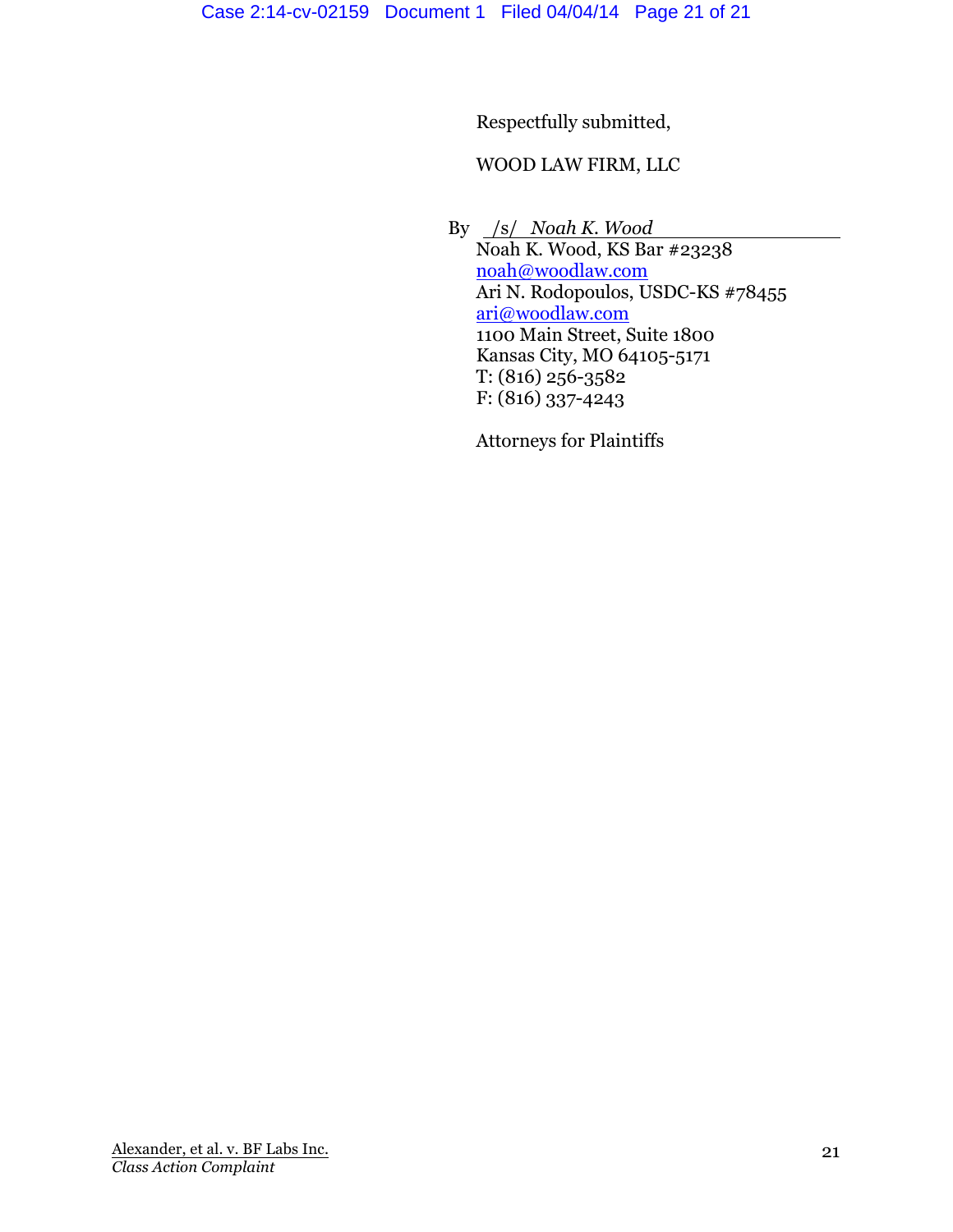Respectfully submitted,

WOOD LAW FIRM, LLC

By /s/ *Noah K. Wood*

Noah K. Wood, KS Bar #23238
noah@woodlaw.com
Ari N. Rodopoulos, USDC-KS #78455
ari@woodlaw.com
1100 Main Street, Suite 1800
Kansas City, MO 64105-5171
T: (816) 256-3582
F: (816) 337-4243

Attorneys for Plaintiffs